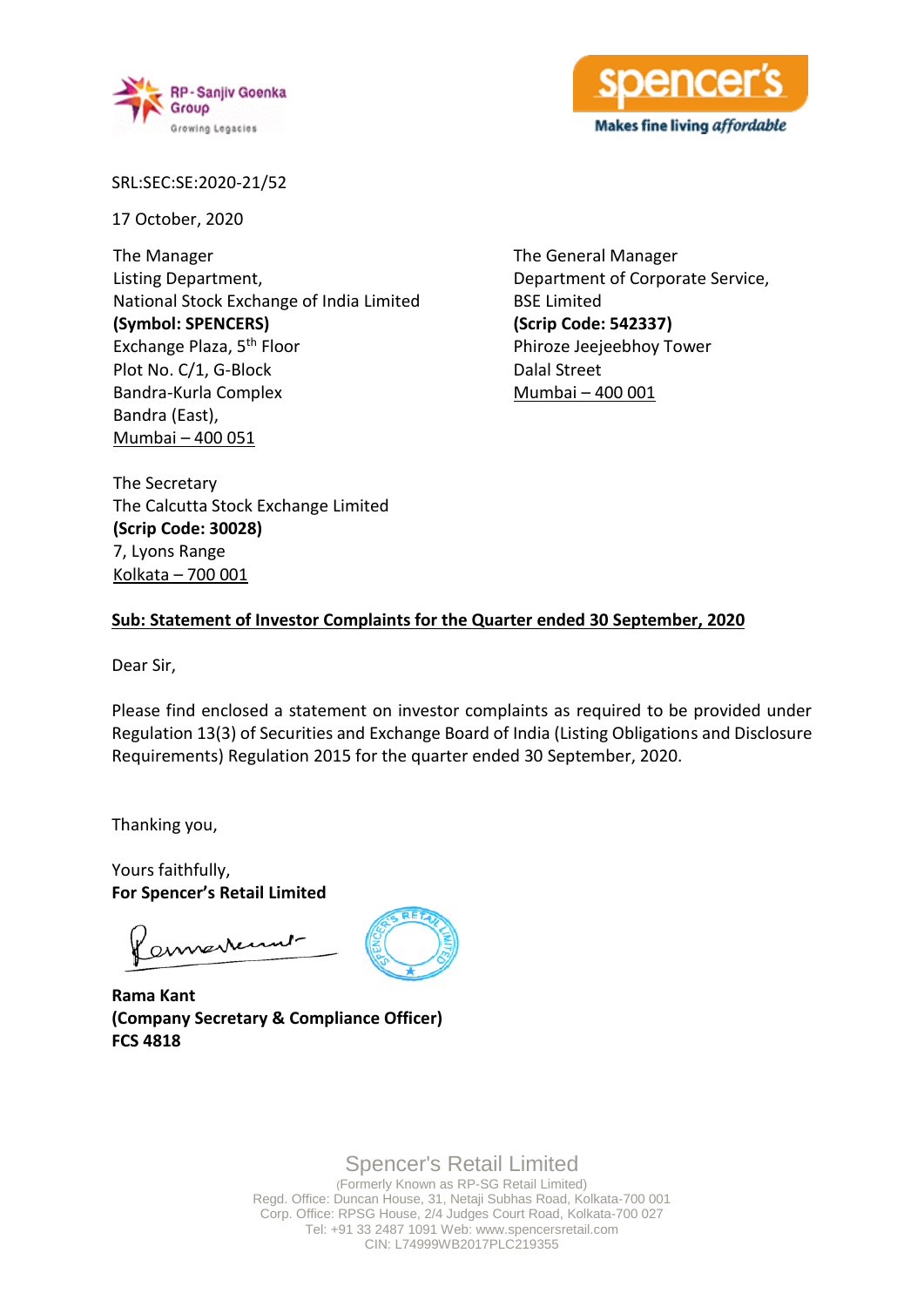SRL:SEC:SE:2020-21/52

17 October, 2020

The Manager
Listing Department,
National Stock Exchange of India Limited
**(Symbol: SPENCERS)**
Exchange Plaza, 5th Floor
Plot No. C/1, G-Block
Bandra-Kurla Complex
Bandra (East),
Mumbai – 400 051

The General Manager
Department of Corporate Service,
BSE Limited
**(Scrip Code: 542337)**
Phiroze Jeejeebhoy Tower
Dalal Street
Mumbai – 400 001

The Secretary
The Calcutta Stock Exchange Limited
**(Scrip Code: 30028)**
7, Lyons Range
Kolkata – 700 001

**Sub: Statement of Investor Complaints for the Quarter ended 30 September, 2020**

Dear Sir,

Please find enclosed a statement on investor complaints as required to be provided under Regulation 13(3) of Securities and Exchange Board of India (Listing Obligations and Disclosure Requirements) Regulation 2015 for the quarter ended 30 September, 2020.

Thanking you,

Yours faithfully,
**For Spencer's Retail Limited**

**Rama Kant**
**(Company Secretary & Compliance Officer)**
**FCS 4818**

Spencer's Retail Limited
(Formerly Known as RP-SG Retail Limited)
Regd. Office: Duncan House, 31, Netaji Subhas Road, Kolkata-700 001
Corp. Office: RPSG House, 2/4 Judges Court Road, Kolkata-700 027
Tel: +91 33 2487 1091 Web: www.spencersretail.com
CIN: L74999WB2017PLC219355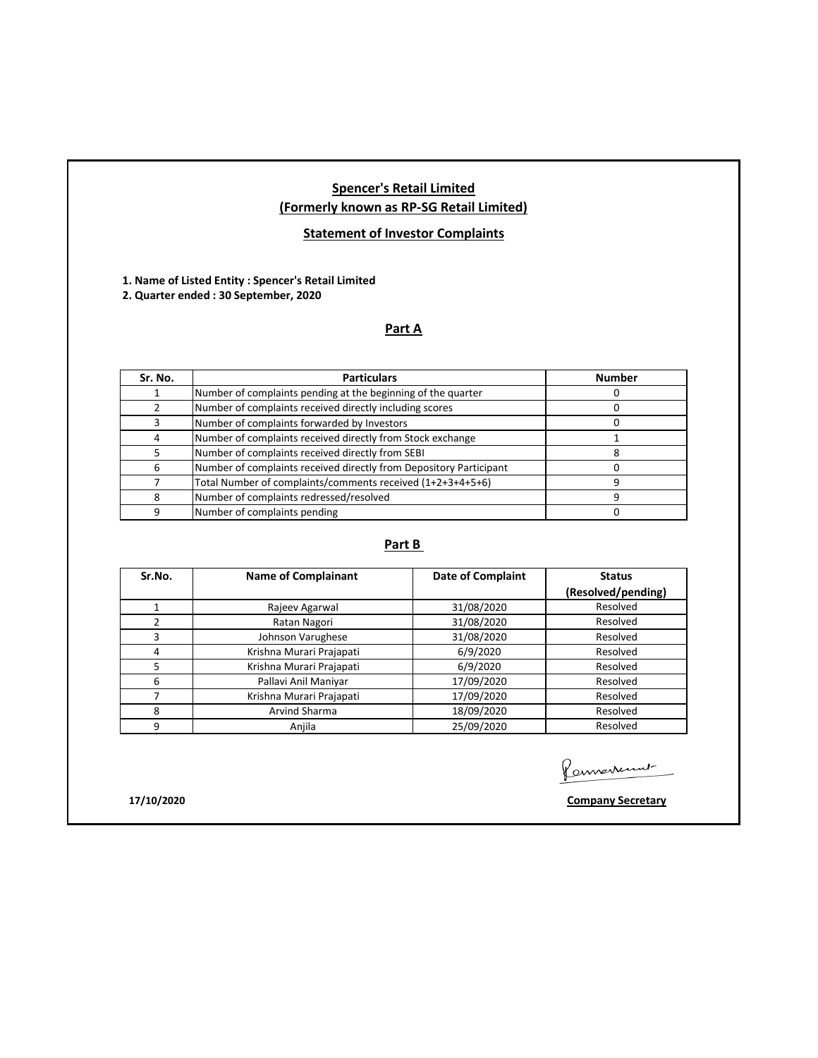# Spencer's Retail Limited

## (Formerly known as RP-SG Retail Limited)

## Statement of Investor Complaints

**1. Name of Listed Entity : Spencer's Retail Limited**

**2. Quarter ended : 30 September, 2020**

### Part A

| Sr. No. | Particulars | Number |
|---|---|---|
| 1 | Number of complaints pending at the beginning of the quarter | 0 |
| 2 | Number of complaints received directly including scores | 0 |
| 3 | Number of complaints forwarded by Investors | 0 |
| 4 | Number of complaints received directly from Stock exchange | 1 |
| 5 | Number of complaints received directly from SEBI | 8 |
| 6 | Number of complaints received directly from Depository Participant | 0 |
| 7 | Total Number of complaints/comments received (1+2+3+4+5+6) | 9 |
| 8 | Number of complaints redressed/resolved | 9 |
| 9 | Number of complaints pending | 0 |

### Part B

| Sr.No. | Name of Complainant | Date of Complaint | Status (Resolved/pending) |
|---|---|---|---|
| 1 | Rajeev Agarwal | 31/08/2020 | Resolved |
| 2 | Ratan Nagori | 31/08/2020 | Resolved |
| 3 | Johnson Varughese | 31/08/2020 | Resolved |
| 4 | Krishna Murari Prajapati | 6/9/2020 | Resolved |
| 5 | Krishna Murari Prajapati | 6/9/2020 | Resolved |
| 6 | Pallavi Anil Maniyar | 17/09/2020 | Resolved |
| 7 | Krishna Murari Prajapati | 17/09/2020 | Resolved |
| 8 | Arvind Sharma | 18/09/2020 | Resolved |
| 9 | Anjila | 25/09/2020 | Resolved |

**17/10/2020**

**Company Secretary**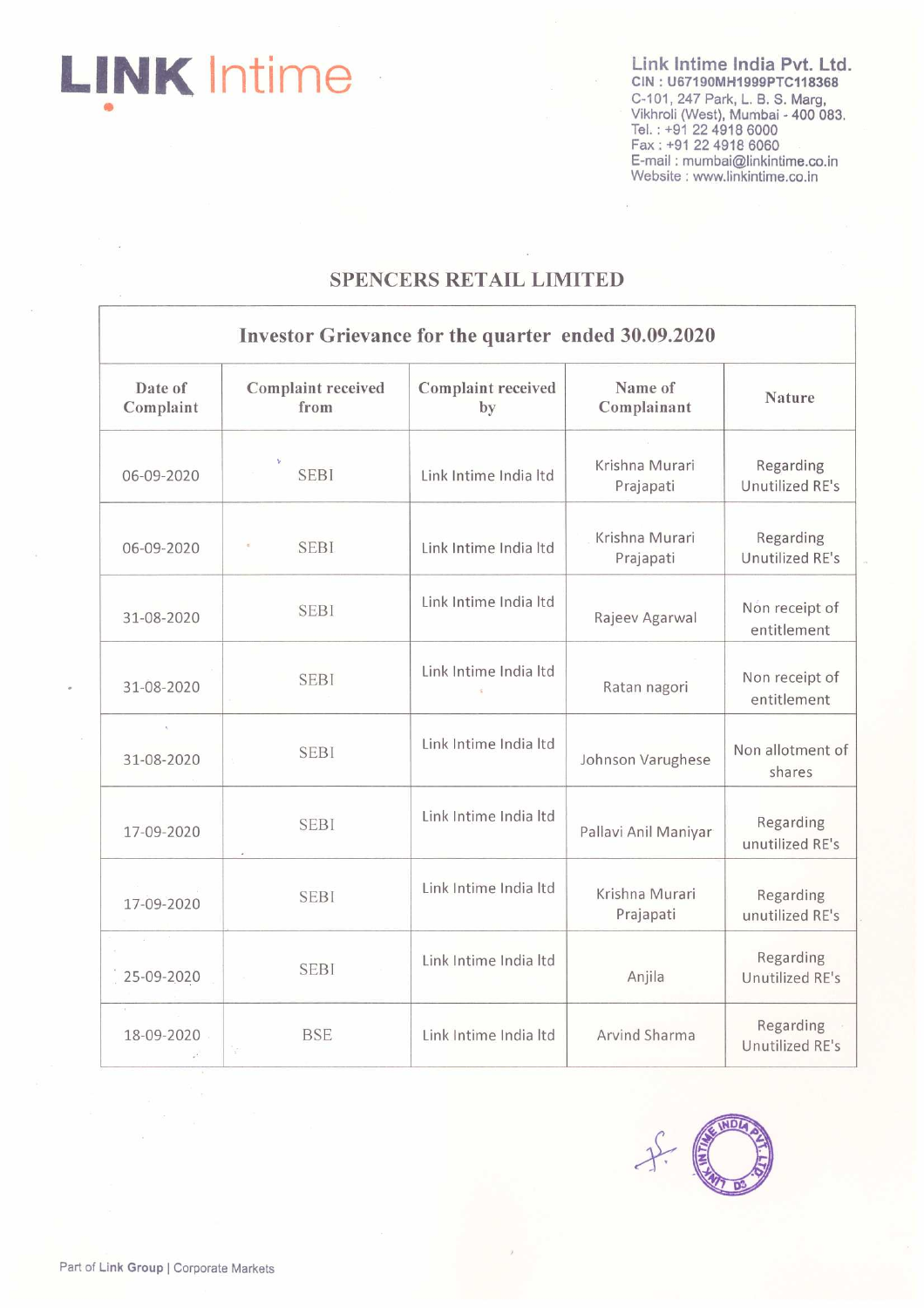**Link Intime India Pvt. Ltd.**
CIN : U67190MH1999PTC118368
C-101, 247 Park, L. B. S. Marg,
Vikhroli (West), Mumbai - 400 083.
Tel. : +91 22 4918 6000
Fax : +91 22 4918 6060
E-mail : mumbai@linkintime.co.in
Website : www.linkintime.co.in

# SPENCERS RETAIL LIMITED

## Investor Grievance for the quarter ended 30.09.2020

| Date of Complaint | Complaint received from | Complaint received by | Name of Complainant | Nature |
|---|---|---|---|---|
| 06-09-2020 | SEBI | Link Intime India ltd | Krishna Murari Prajapati | Regarding Unutilized RE's |
| 06-09-2020 | SEBI | Link Intime India ltd | Krishna Murari Prajapati | Regarding Unutilized RE's |
| 31-08-2020 | SEBI | Link Intime India ltd | Rajeev Agarwal | Non receipt of entitlement |
| 31-08-2020 | SEBI | Link Intime India ltd | Ratan nagori | Non receipt of entitlement |
| 31-08-2020 | SEBI | Link Intime India ltd | Johnson Varughese | Non allotment of shares |
| 17-09-2020 | SEBI | Link Intime India ltd | Pallavi Anil Maniyar | Regarding unutilized RE's |
| 17-09-2020 | SEBI | Link Intime India ltd | Krishna Murari Prajapati | Regarding unutilized RE's |
| 25-09-2020 | SEBI | Link Intime India ltd | Anjila | Regarding Unutilized RE's |
| 18-09-2020 | BSE | Link Intime India ltd | Arvind Sharma | Regarding Unutilized RE's |

Part of Link Group | Corporate Markets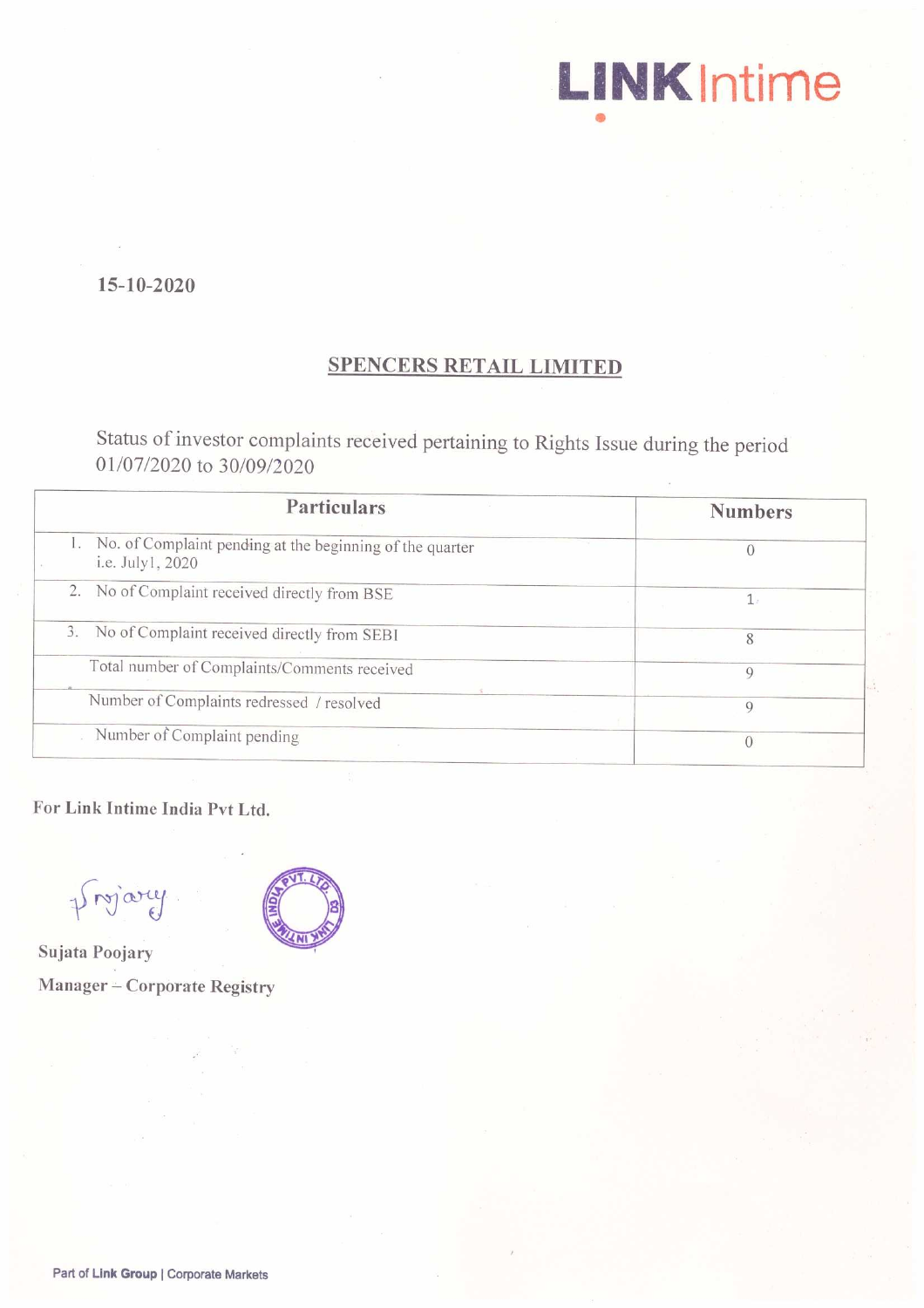**LINK** Intime

**15-10-2020**

## SPENCERS RETAIL LIMITED

Status of investor complaints received pertaining to Rights Issue during the period 01/07/2020 to 30/09/2020

| Particulars | Numbers |
|---|---|
| 1. No. of Complaint pending at the beginning of the quarter i.e. July1, 2020 | 0 |
| 2. No of Complaint received directly from BSE | 1 |
| 3. No of Complaint received directly from SEBI | 8 |
| Total number of Complaints/Comments received | 9 |
| Number of Complaints redressed / resolved | 9 |
| Number of Complaint pending | 0 |

**For Link Intime India Pvt Ltd.**

**Sujata Poojary**

**Manager – Corporate Registry**

Part of **Link Group** | Corporate Markets